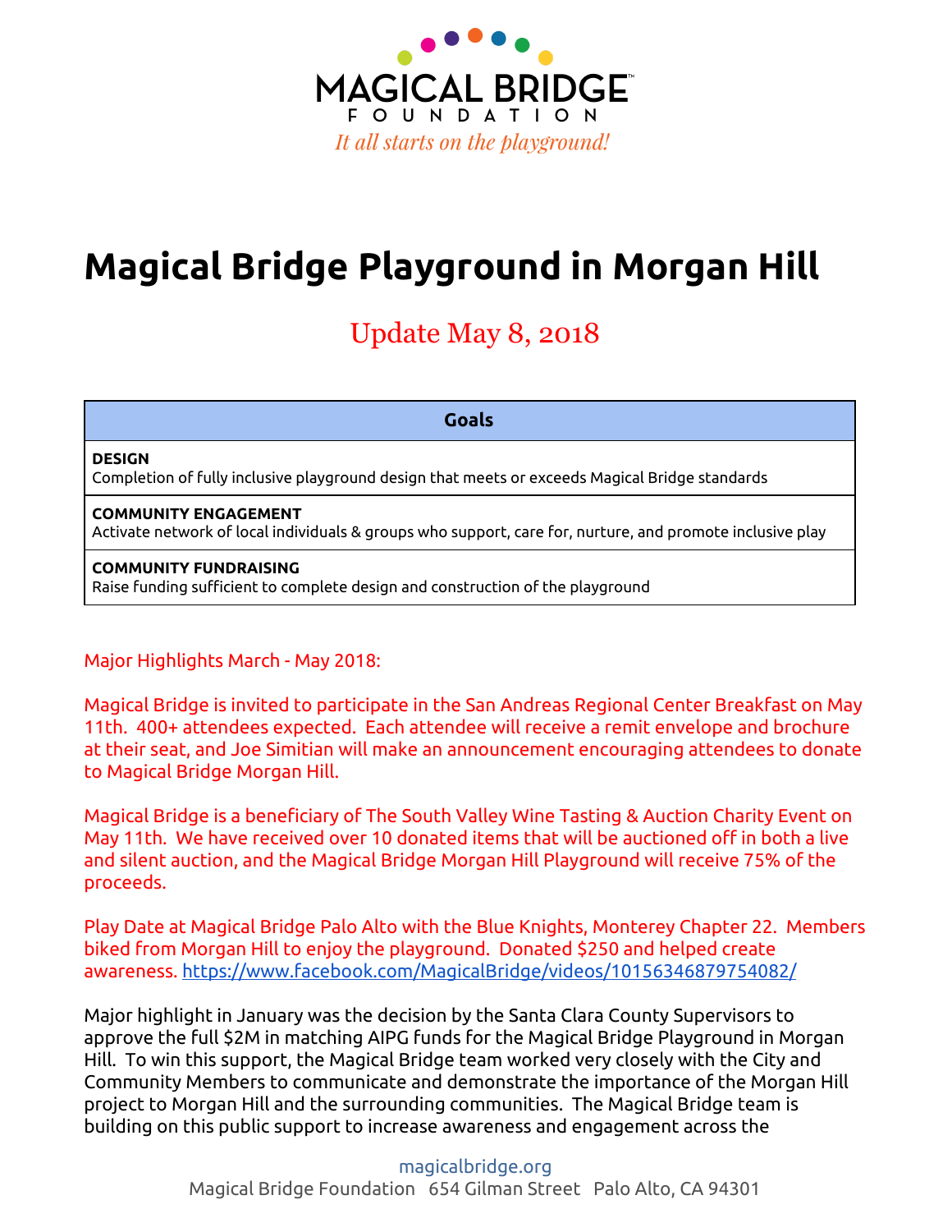MAGICAL BRIDGE™
FOUNDATION
*It all starts on the playground!*

# Magical Bridge Playground in Morgan Hill

## Update May 8, 2018

| Goals |
|---|
| **DESIGN**<br>Completion of fully inclusive playground design that meets or exceeds Magical Bridge standards |
| **COMMUNITY ENGAGEMENT**<br>Activate network of local individuals & groups who support, care for, nurture, and promote inclusive play |
| **COMMUNITY FUNDRAISING**<br>Raise funding sufficient to complete design and construction of the playground |

Major Highlights March - May 2018:

Magical Bridge is invited to participate in the San Andreas Regional Center Breakfast on May 11th. 400+ attendees expected. Each attendee will receive a remit envelope and brochure at their seat, and Joe Simitian will make an announcement encouraging attendees to donate to Magical Bridge Morgan Hill.

Magical Bridge is a beneficiary of The South Valley Wine Tasting & Auction Charity Event on May 11th. We have received over 10 donated items that will be auctioned off in both a live and silent auction, and the Magical Bridge Morgan Hill Playground will receive 75% of the proceeds.

Play Date at Magical Bridge Palo Alto with the Blue Knights, Monterey Chapter 22. Members biked from Morgan Hill to enjoy the playground. Donated $250 and helped create awareness. https://www.facebook.com/MagicalBridge/videos/10156346879754082/

Major highlight in January was the decision by the Santa Clara County Supervisors to approve the full $2M in matching AIPG funds for the Magical Bridge Playground in Morgan Hill. To win this support, the Magical Bridge team worked very closely with the City and Community Members to communicate and demonstrate the importance of the Morgan Hill project to Morgan Hill and the surrounding communities. The Magical Bridge team is building on this public support to increase awareness and engagement across the

magicalbridge.org
Magical Bridge Foundation 654 Gilman Street Palo Alto, CA 94301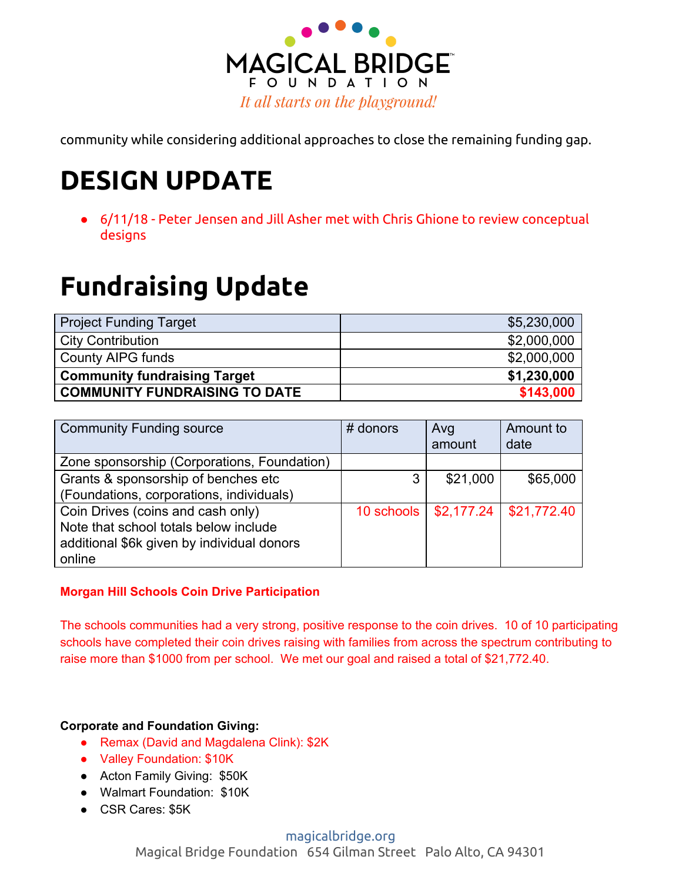community while considering additional approaches to close the remaining funding gap.

# DESIGN UPDATE

- 6/11/18 - Peter Jensen and Jill Asher met with Chris Ghione to review conceptual designs

# Fundraising Update

| Project Funding Target | $5,230,000 |
|---|---|
| City Contribution | $2,000,000 |
| County AIPG funds | $2,000,000 |
| **Community fundraising Target** | **$1,230,000** |
| **COMMUNITY FUNDRAISING TO DATE** | **$143,000** |

| Community Funding source | # donors | Avg amount | Amount to date |
|---|---|---|---|
| Zone sponsorship (Corporations, Foundation) | | | |
| Grants & sponsorship of benches etc (Foundations, corporations, individuals) | 3 | $21,000 | $65,000 |
| Coin Drives (coins and cash only) Note that school totals below include additional $6k given by individual donors online | 10 schools | $2,177.24 | $21,772.40 |

**Morgan Hill Schools Coin Drive Participation**

The schools communities had a very strong, positive response to the coin drives. 10 of 10 participating schools have completed their coin drives raising with families from across the spectrum contributing to raise more than $1000 from per school. We met our goal and raised a total of $21,772.40.

**Corporate and Foundation Giving:**

- Remax (David and Magdalena Clink): $2K
- Valley Foundation: $10K
- Acton Family Giving: $50K
- Walmart Foundation: $10K
- CSR Cares: $5K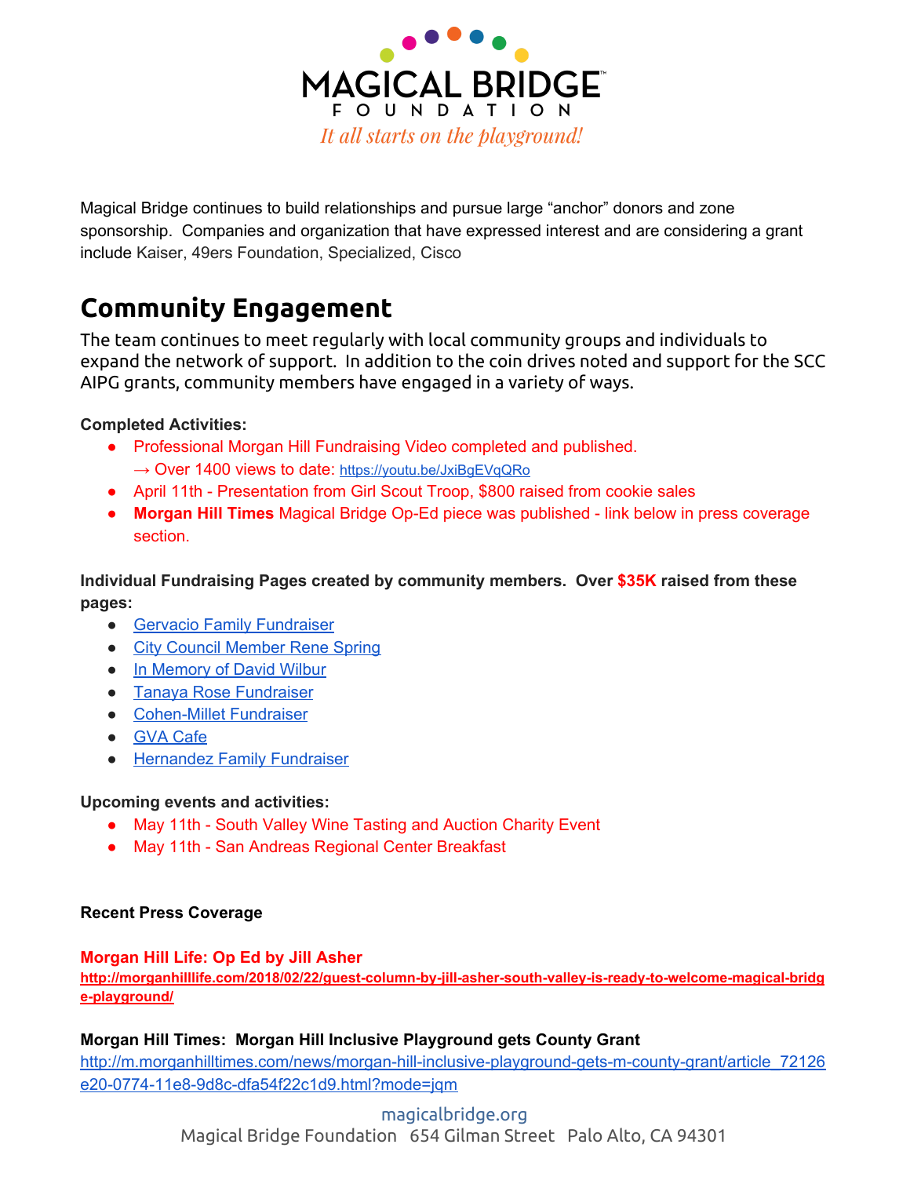Magical Bridge continues to build relationships and pursue large "anchor" donors and zone sponsorship. Companies and organization that have expressed interest and are considering a grant include Kaiser, 49ers Foundation, Specialized, Cisco

## Community Engagement

The team continues to meet regularly with local community groups and individuals to expand the network of support. In addition to the coin drives noted and support for the SCC AIPG grants, community members have engaged in a variety of ways.

**Completed Activities:**

- Professional Morgan Hill Fundraising Video completed and published.
  → Over 1400 views to date: https://youtu.be/JxiBgEVqQRo
- April 11th - Presentation from Girl Scout Troop, $800 raised from cookie sales
- **Morgan Hill Times** Magical Bridge Op-Ed piece was published - link below in press coverage section.

**Individual Fundraising Pages created by community members. Over $35K raised from these pages:**

- Gervacio Family Fundraiser
- City Council Member Rene Spring
- In Memory of David Wilbur
- Tanaya Rose Fundraiser
- Cohen-Millet Fundraiser
- GVA Cafe
- Hernandez Family Fundraiser

**Upcoming events and activities:**

- May 11th - South Valley Wine Tasting and Auction Charity Event
- May 11th - San Andreas Regional Center Breakfast

**Recent Press Coverage**

**Morgan Hill Life: Op Ed by Jill Asher**
**http://morganhilllife.com/2018/02/22/guest-column-by-jill-asher-south-valley-is-ready-to-welcome-magical-bridge-playground/**

**Morgan Hill Times: Morgan Hill Inclusive Playground gets County Grant**
http://m.morganhilltimes.com/news/morgan-hill-inclusive-playground-gets-m-county-grant/article_72126e20-0774-11e8-9d8c-dfa54f22c1d9.html?mode=jqm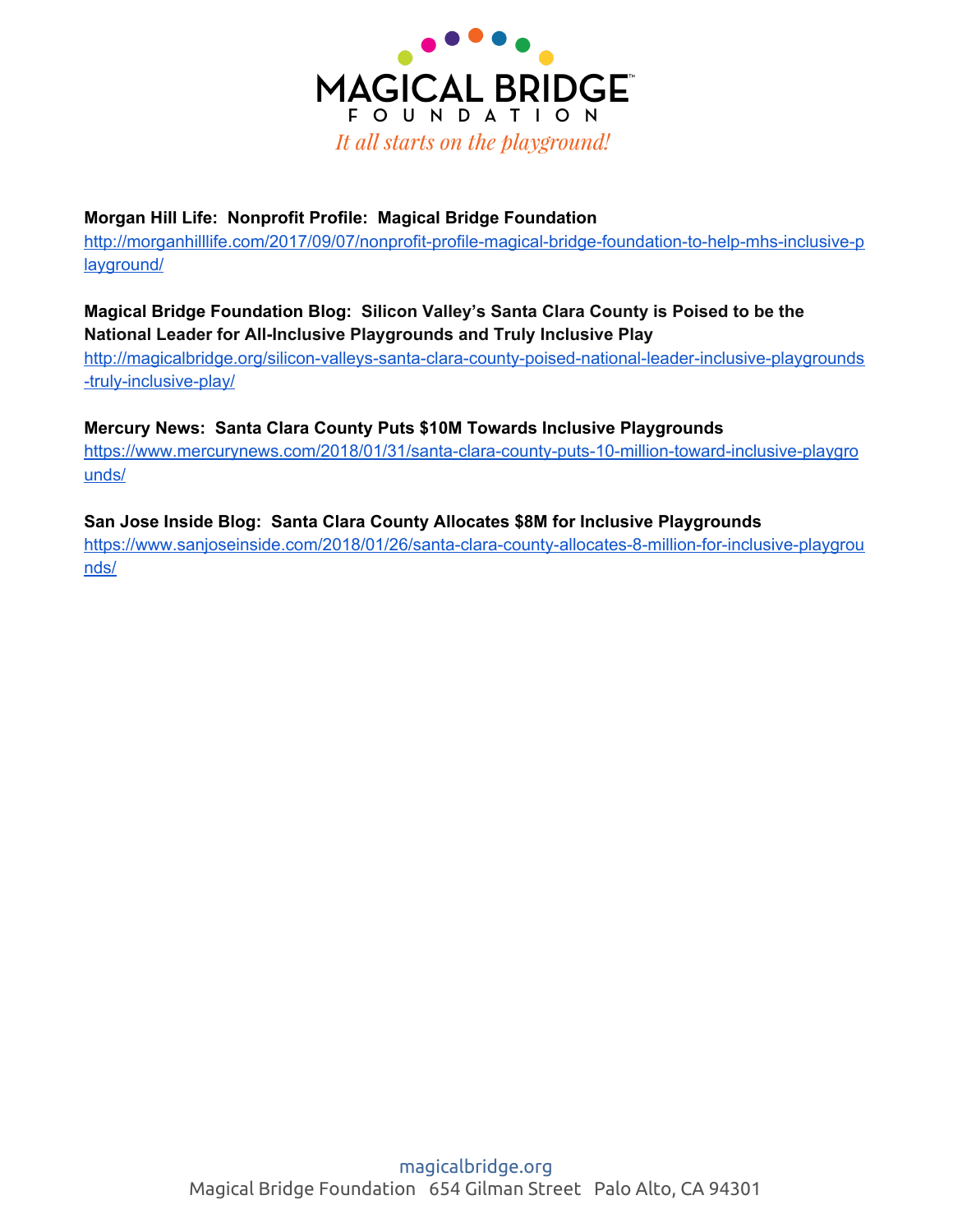MAGICAL BRIDGE FOUNDATION

*It all starts on the playground!*

**Morgan Hill Life: Nonprofit Profile: Magical Bridge Foundation**
http://morganhilllife.com/2017/09/07/nonprofit-profile-magical-bridge-foundation-to-help-mhs-inclusive-playground/

**Magical Bridge Foundation Blog: Silicon Valley's Santa Clara County is Poised to be the National Leader for All-Inclusive Playgrounds and Truly Inclusive Play**
http://magicalbridge.org/silicon-valleys-santa-clara-county-poised-national-leader-inclusive-playgrounds-truly-inclusive-play/

**Mercury News: Santa Clara County Puts $10M Towards Inclusive Playgrounds**
https://www.mercurynews.com/2018/01/31/santa-clara-county-puts-10-million-toward-inclusive-playgrounds/

**San Jose Inside Blog: Santa Clara County Allocates $8M for Inclusive Playgrounds**
https://www.sanjoseinside.com/2018/01/26/santa-clara-county-allocates-8-million-for-inclusive-playgrounds/